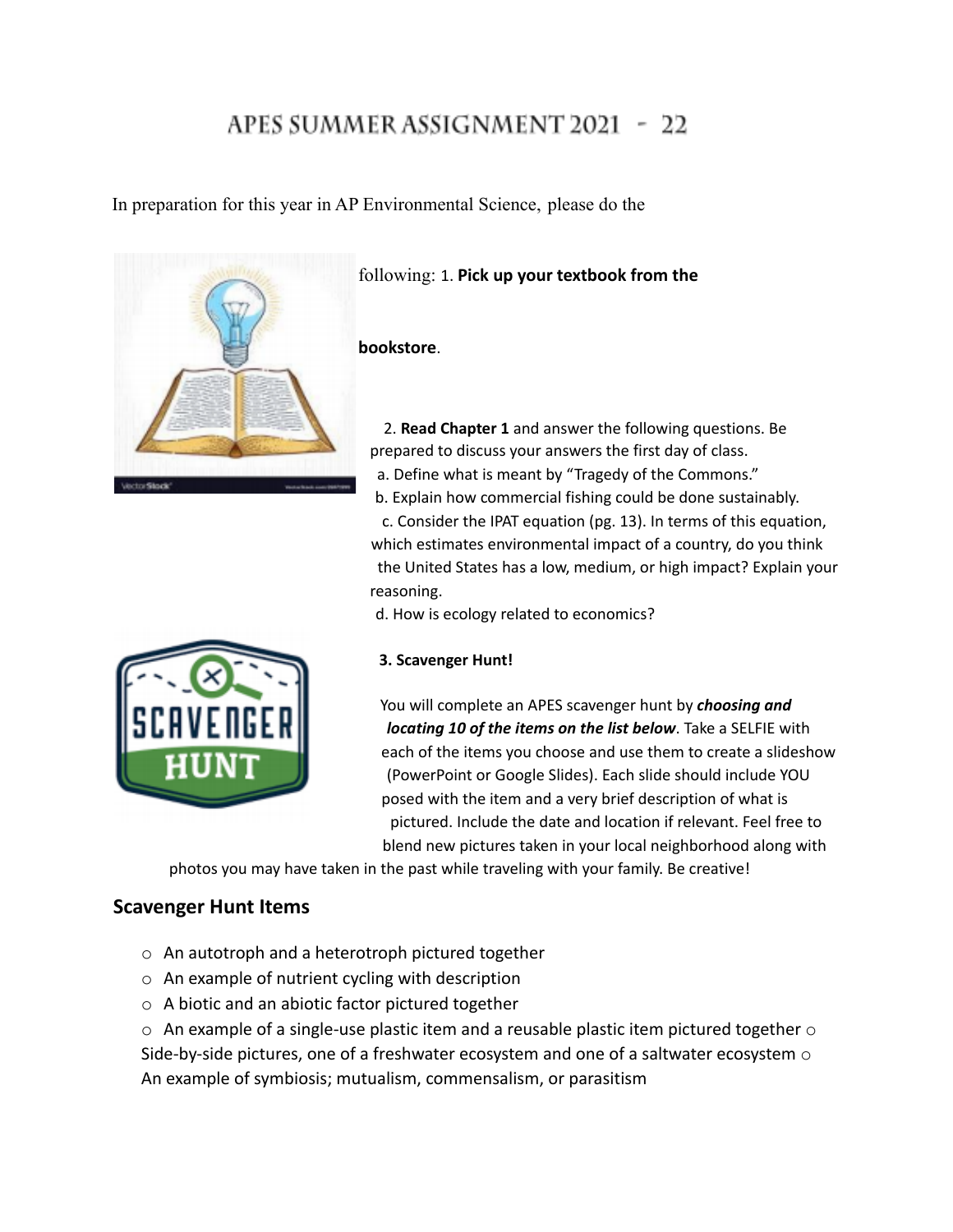# APES SUMMER ASSIGNMENT 2021 - 22

In preparation for this year in AP Environmental Science, please do the following:

1. **Pick up your textbook from the bookstore**.

2. **Read Chapter 1** and answer the following questions. Be prepared to discuss your answers the first day of class.

   a. Define what is meant by "Tragedy of the Commons."

   b. Explain how commercial fishing could be done sustainably.

   c. Consider the IPAT equation (pg. 13). In terms of this equation, which estimates environmental impact of a country, do you think the United States has a low, medium, or high impact? Explain your reasoning.

   d. How is ecology related to economics?

**3. Scavenger Hunt!**

You will complete an APES scavenger hunt by ***choosing and locating 10 of the items on the list below***. Take a SELFIE with each of the items you choose and use them to create a slideshow (PowerPoint or Google Slides). Each slide should include YOU posed with the item and a very brief description of what is pictured. Include the date and location if relevant. Feel free to blend new pictures taken in your local neighborhood along with photos you may have taken in the past while traveling with your family. Be creative!

## Scavenger Hunt Items

- An autotroph and a heterotroph pictured together
- An example of nutrient cycling with description
- A biotic and an abiotic factor pictured together
- An example of a single-use plastic item and a reusable plastic item pictured together
- Side-by-side pictures, one of a freshwater ecosystem and one of a saltwater ecosystem
- An example of symbiosis; mutualism, commensalism, or parasitism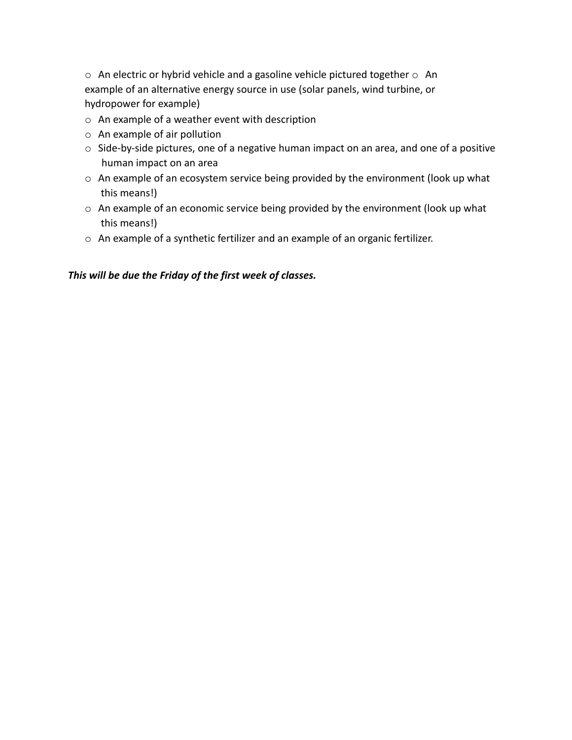- An electric or hybrid vehicle and a gasoline vehicle pictured together
- An example of an alternative energy source in use (solar panels, wind turbine, or hydropower for example)
- An example of a weather event with description
- An example of air pollution
- Side-by-side pictures, one of a negative human impact on an area, and one of a positive human impact on an area
- An example of an ecosystem service being provided by the environment (look up what this means!)
- An example of an economic service being provided by the environment (look up what this means!)
- An example of a synthetic fertilizer and an example of an organic fertilizer.

***This will be due the Friday of the first week of classes.***